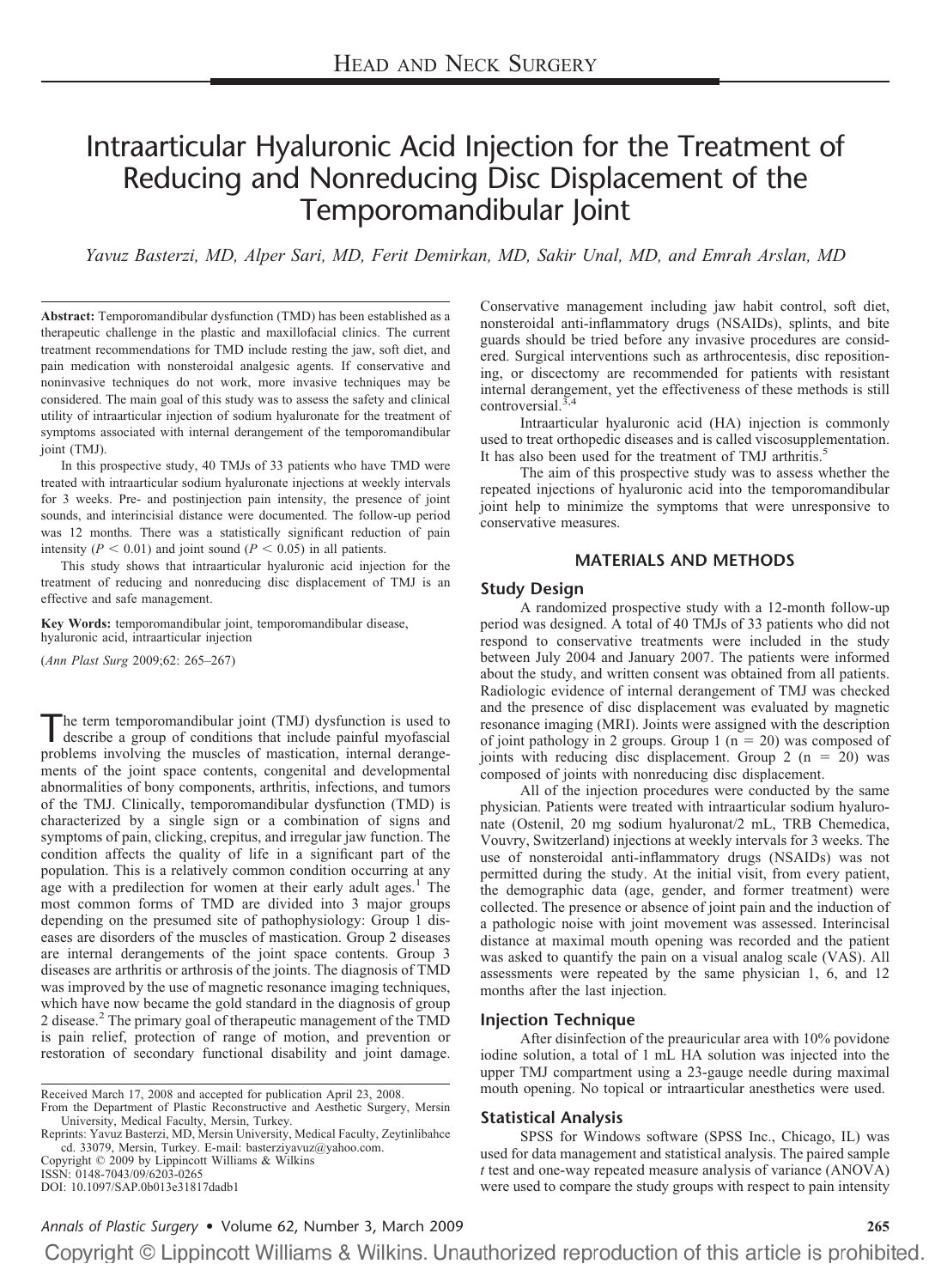# Intraarticular Hyaluronic Acid Injection for the Treatment of Reducing and Nonreducing Disc Displacement of the Temporomandibular Joint

*Yavuz Basterzi, MD, Alper Sari, MD, Ferit Demirkan, MD, Sakir Unal, MD, and Emrah Arslan, MD*

**Abstract:** Temporomandibular dysfunction (TMD) has been established as a therapeutic challenge in the plastic and maxillofacial clinics. The current treatment recommendations for TMD include resting the jaw, soft diet, and pain medication with nonsteroidal analgesic agents. If conservative and noninvasive techniques do not work, more invasive techniques may be considered. The main goal of this study was to assess the safety and clinical utility of intraarticular injection of sodium hyaluronate for the treatment of symptoms associated with internal derangement of the temporomandibular joint (TMJ).

In this prospective study, 40 TMJs of 33 patients who have TMD were treated with intraarticular sodium hyaluronate injections at weekly intervals for 3 weeks. Pre- and postinjection pain intensity, the presence of joint sounds, and interincisial distance were documented. The follow-up period was 12 months. There was a statistically significant reduction of pain intensity ($P < 0.01$) and joint sound ($P < 0.05$) in all patients.

This study shows that intraarticular hyaluronic acid injection for the treatment of reducing and nonreducing disc displacement of TMJ is an effective and safe management.

**Key Words:** temporomandibular joint, temporomandibular disease, hyaluronic acid, intraarticular injection

(*Ann Plast Surg* 2009;62: 265–267)

The term temporomandibular joint (TMJ) dysfunction is used to describe a group of conditions that include painful myofascial problems involving the muscles of mastication, internal derangements of the joint space contents, congenital and developmental abnormalities of bony components, arthritis, infections, and tumors of the TMJ. Clinically, temporomandibular dysfunction (TMD) is characterized by a single sign or a combination of signs and symptoms of pain, clicking, crepitus, and irregular jaw function. The condition affects the quality of life in a significant part of the population. This is a relatively common condition occurring at any age with a predilection for women at their early adult ages.[1] The most common forms of TMD are divided into 3 major groups depending on the presumed site of pathophysiology: Group 1 diseases are disorders of the muscles of mastication. Group 2 diseases are internal derangements of the joint space contents. Group 3 diseases are arthritis or arthrosis of the joints. The diagnosis of TMD was improved by the use of magnetic resonance imaging techniques, which have now became the gold standard in the diagnosis of group 2 disease.[2] The primary goal of therapeutic management of the TMD is pain relief, protection of range of motion, and prevention or restoration of secondary functional disability and joint damage.

Received March 17, 2008 and accepted for publication April 23, 2008.
From the Department of Plastic Reconstructive and Aesthetic Surgery, Mersin University, Medical Faculty, Mersin, Turkey.
Reprints: Yavuz Basterzi, MD, Mersin University, Medical Faculty, Zeytinlibahce cd. 33079, Mersin, Turkey. E-mail: basterziyavuz@yahoo.com.
Copyright © 2009 by Lippincott Williams & Wilkins
ISSN: 0148-7043/09/6203-0265
DOI: 10.1097/SAP.0b013e31817dadb1

Conservative management including jaw habit control, soft diet, nonsteroidal anti-inflammatory drugs (NSAIDs), splints, and bite guards should be tried before any invasive procedures are considered. Surgical interventions such as arthrocentesis, disc repositioning, or discectomy are recommended for patients with resistant internal derangement, yet the effectiveness of these methods is still controversial.[3,4]

Intraarticular hyaluronic acid (HA) injection is commonly used to treat orthopedic diseases and is called viscosupplementation. It has also been used for the treatment of TMJ arthritis.[5]

The aim of this prospective study was to assess whether the repeated injections of hyaluronic acid into the temporomandibular joint help to minimize the symptoms that were unresponsive to conservative measures.

## MATERIALS AND METHODS

### Study Design

A randomized prospective study with a 12-month follow-up period was designed. A total of 40 TMJs of 33 patients who did not respond to conservative treatments were included in the study between July 2004 and January 2007. The patients were informed about the study, and written consent was obtained from all patients. Radiologic evidence of internal derangement of TMJ was checked and the presence of disc displacement was evaluated by magnetic resonance imaging (MRI). Joints were assigned with the description of joint pathology in 2 groups. Group 1 (n = 20) was composed of joints with reducing disc displacement. Group 2 (n = 20) was composed of joints with nonreducing disc displacement.

All of the injection procedures were conducted by the same physician. Patients were treated with intraarticular sodium hyaluronate (Ostenil, 20 mg sodium hyaluronat/2 mL, TRB Chemedica, Vouvry, Switzerland) injections at weekly intervals for 3 weeks. The use of nonsteroidal anti-inflammatory drugs (NSAIDs) was not permitted during the study. At the initial visit, from every patient, the demographic data (age, gender, and former treatment) were collected. The presence or absence of joint pain and the induction of a pathologic noise with joint movement was assessed. Interincisal distance at maximal mouth opening was recorded and the patient was asked to quantify the pain on a visual analog scale (VAS). All assessments were repeated by the same physician 1, 6, and 12 months after the last injection.

### Injection Technique

After disinfection of the preauricular area with 10% povidone iodine solution, a total of 1 mL HA solution was injected into the upper TMJ compartment using a 23-gauge needle during maximal mouth opening. No topical or intraarticular anesthetics were used.

### Statistical Analysis

SPSS for Windows software (SPSS Inc., Chicago, IL) was used for data management and statistical analysis. The paired sample *t* test and one-way repeated measure analysis of variance (ANOVA) were used to compare the study groups with respect to pain intensity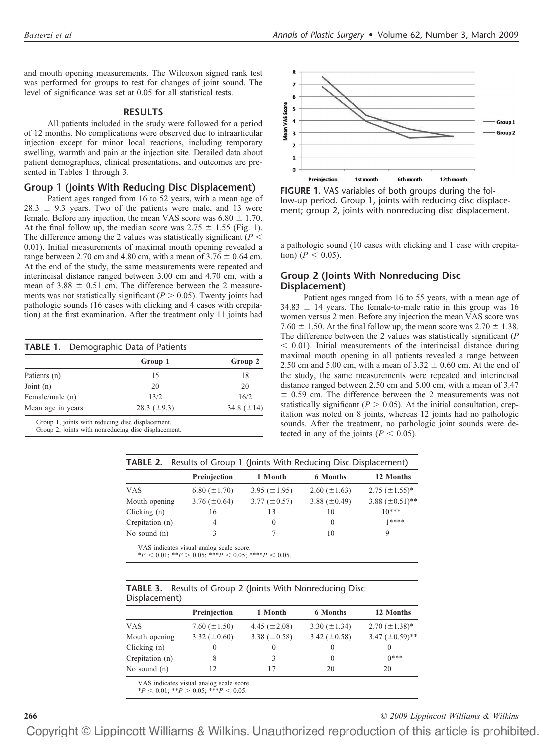and mouth opening measurements. The Wilcoxon signed rank test was performed for groups to test for changes of joint sound. The level of significance was set at 0.05 for all statistical tests.

## RESULTS

All patients included in the study were followed for a period of 12 months. No complications were observed due to intraarticular injection except for minor local reactions, including temporary swelling, warmth and pain at the injection site. Detailed data about patient demographics, clinical presentations, and outcomes are presented in Tables 1 through 3.

### Group 1 (Joints With Reducing Disc Displacement)

Patient ages ranged from 16 to 52 years, with a mean age of $28.3 \pm 9.3$ years. Two of the patients were male, and 13 were female. Before any injection, the mean VAS score was $6.80 \pm 1.70$. At the final follow up, the median score was $2.75 \pm 1.55$ (Fig. 1). The difference among the 2 values was statistically significant ($P < 0.01$). Initial measurements of maximal mouth opening revealed a range between 2.70 cm and 4.80 cm, with a mean of $3.76 \pm 0.64$ cm. At the end of the study, the same measurements were repeated and interincisal distance ranged between 3.00 cm and 4.70 cm, with a mean of $3.88 \pm 0.51$ cm. The difference between the 2 measurements was not statistically significant ($P > 0.05$). Twenty joints had pathologic sounds (16 cases with clicking and 4 cases with crepitation) at the first examination. After the treatment only 11 joints had a pathologic sound (10 cases with clicking and 1 case with crepitation) ($P < 0.05$).

**TABLE 1.** Demographic Data of Patients

| | Group 1 | Group 2 |
|---|---|---|
| Patients (n) | 15 | 18 |
| Joint (n) | 20 | 20 |
| Female/male (n) | 13/2 | 16/2 |
| Mean age in years | 28.3 (±9.3) | 34.8 (±14) |

Group 1, joints with reducing disc displacement.
Group 2, joints with nonreducing disc displacement.

**FIGURE 1.** VAS variables of both groups during the follow-up period. Group 1, joints with reducing disc displacement; group 2, joints with nonreducing disc displacement.

### Group 2 (Joints With Nonreducing Disc Displacement)

Patient ages ranged from 16 to 55 years, with a mean age of $34.83 \pm 14$ years. The female-to-male ratio in this group was 16 women versus 2 men. Before any injection the mean VAS score was $7.60 \pm 1.50$. At the final follow up, the mean score was $2.70 \pm 1.38$. The difference between the 2 values was statistically significant ($P < 0.01$). Initial measurements of the interincisal distance during maximal mouth opening in all patients revealed a range between 2.50 cm and 5.00 cm, with a mean of $3.32 \pm 0.60$ cm. At the end of the study, the same measurements were repeated and interincisal distance ranged between 2.50 cm and 5.00 cm, with a mean of $3.47 \pm 0.59$ cm. The difference between the 2 measurements was not statistically significant ($P > 0.05$). At the initial consultation, crepitation was noted on 8 joints, whereas 12 joints had no pathologic sounds. After the treatment, no pathologic joint sounds were detected in any of the joints ($P < 0.05$).

**TABLE 2.** Results of Group 1 (Joints With Reducing Disc Displacement)

| | Preinjection | 1 Month | 6 Months | 12 Months |
|---|---|---|---|---|
| VAS | 6.80 (±1.70) | 3.95 (±1.95) | 2.60 (±1.63) | 2.75 (±1.55)* |
| Mouth opening | 3.76 (±0.64) | 3.77 (±0.57) | 3.88 (±0.49) | 3.88 (±0.51)** |
| Clicking (n) | 16 | 13 | 10 | 10*** |
| Crepitation (n) | 4 | 0 | 0 | 1**** |
| No sound (n) | 3 | 7 | 10 | 9 |

VAS indicates visual analog scale score.
*$P < 0.01$; **$P > 0.05$; ***$P < 0.05$; ****$P < 0.05$.

**TABLE 3.** Results of Group 2 (Joints With Nonreducing Disc Displacement)

| | Preinjection | 1 Month | 6 Months | 12 Months |
|---|---|---|---|---|
| VAS | 7.60 (±1.50) | 4.45 (±2.08) | 3.30 (±1.34) | 2.70 (±1.38)* |
| Mouth opening | 3.32 (±0.60) | 3.38 (±0.58) | 3.42 (±0.58) | 3.47 (±0.59)** |
| Clicking (n) | 0 | 0 | 0 | 0 |
| Crepitation (n) | 8 | 3 | 0 | 0*** |
| No sound (n) | 12 | 17 | 20 | 20 |

VAS indicates visual analog scale score.
*$P < 0.01$; **$P > 0.05$; ***$P < 0.05$.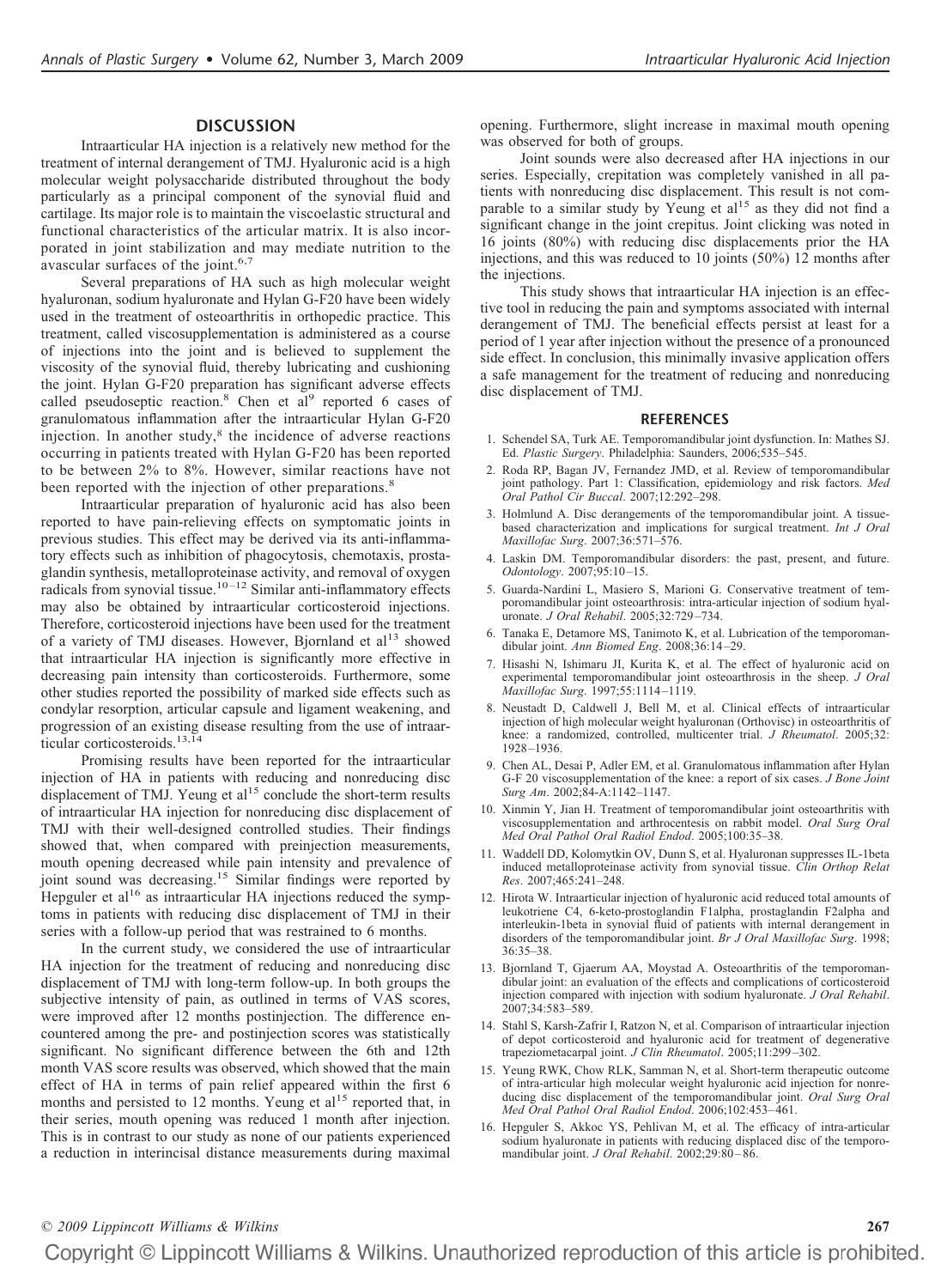## DISCUSSION

Intraarticular HA injection is a relatively new method for the treatment of internal derangement of TMJ. Hyaluronic acid is a high molecular weight polysaccharide distributed throughout the body particularly as a principal component of the synovial fluid and cartilage. Its major role is to maintain the viscoelastic structural and functional characteristics of the articular matrix. It is also incorporated in joint stabilization and may mediate nutrition to the avascular surfaces of the joint.[6,7]

Several preparations of HA such as high molecular weight hyaluronan, sodium hyaluronate and Hylan G-F20 have been widely used in the treatment of osteoarthritis in orthopedic practice. This treatment, called viscosupplementation is administered as a course of injections into the joint and is believed to supplement the viscosity of the synovial fluid, thereby lubricating and cushioning the joint. Hylan G-F20 preparation has significant adverse effects called pseudoseptic reaction.[8] Chen et al[9] reported 6 cases of granulomatous inflammation after the intraarticular Hylan G-F20 injection. In another study,[8] the incidence of adverse reactions occurring in patients treated with Hylan G-F20 has been reported to be between 2% to 8%. However, similar reactions have not been reported with the injection of other preparations.[8]

Intraarticular preparation of hyaluronic acid has also been reported to have pain-relieving effects on symptomatic joints in previous studies. This effect may be derived via its anti-inflammatory effects such as inhibition of phagocytosis, chemotaxis, prostaglandin synthesis, metalloproteinase activity, and removal of oxygen radicals from synovial tissue.[10–12] Similar anti-inflammatory effects may also be obtained by intraarticular corticosteroid injections. Therefore, corticosteroid injections have been used for the treatment of a variety of TMJ diseases. However, Bjornland et al[13] showed that intraarticular HA injection is significantly more effective in decreasing pain intensity than corticosteroids. Furthermore, some other studies reported the possibility of marked side effects such as condylar resorption, articular capsule and ligament weakening, and progression of an existing disease resulting from the use of intraarticular corticosteroids.[13,14]

Promising results have been reported for the intraarticular injection of HA in patients with reducing and nonreducing disc displacement of TMJ. Yeung et al[15] conclude the short-term results of intraarticular HA injection for nonreducing disc displacement of TMJ with their well-designed controlled studies. Their findings showed that, when compared with preinjection measurements, mouth opening decreased while pain intensity and prevalence of joint sound was decreasing.[15] Similar findings were reported by Hepguler et al[16] as intraarticular HA injections reduced the symptoms in patients with reducing disc displacement of TMJ in their series with a follow-up period that was restrained to 6 months.

In the current study, we considered the use of intraarticular HA injection for the treatment of reducing and nonreducing disc displacement of TMJ with long-term follow-up. In both groups the subjective intensity of pain, as outlined in terms of VAS scores, were improved after 12 months postinjection. The difference encountered among the pre- and postinjection scores was statistically significant. No significant difference between the 6th and 12th month VAS score results was observed, which showed that the main effect of HA in terms of pain relief appeared within the first 6 months and persisted to 12 months. Yeung et al[15] reported that, in their series, mouth opening was reduced 1 month after injection. This is in contrast to our study as none of our patients experienced a reduction in interincisal distance measurements during maximal opening. Furthermore, slight increase in maximal mouth opening was observed for both of groups.

Joint sounds were also decreased after HA injections in our series. Especially, crepitation was completely vanished in all patients with nonreducing disc displacement. This result is not comparable to a similar study by Yeung et al[15] as they did not find a significant change in the joint crepitus. Joint clicking was noted in 16 joints (80%) with reducing disc displacements prior the HA injections, and this was reduced to 10 joints (50%) 12 months after the injections.

This study shows that intraarticular HA injection is an effective tool in reducing the pain and symptoms associated with internal derangement of TMJ. The beneficial effects persist at least for a period of 1 year after injection without the presence of a pronounced side effect. In conclusion, this minimally invasive application offers a safe management for the treatment of reducing and nonreducing disc displacement of TMJ.

## REFERENCES

1. Schendel SA, Turk AE. Temporomandibular joint dysfunction. In: Mathes SJ. Ed. *Plastic Surgery*. Philadelphia: Saunders, 2006;535–545.
2. Roda RP, Bagan JV, Fernandez JMD, et al. Review of temporomandibular joint pathology. Part 1: Classification, epidemiology and risk factors. *Med Oral Pathol Cir Buccal*. 2007;12:292–298.
3. Holmlund A. Disc derangements of the temporomandibular joint. A tissue-based characterization and implications for surgical treatment. *Int J Oral Maxillofac Surg*. 2007;36:571–576.
4. Laskin DM. Temporomandibular disorders: the past, present, and future. *Odontology*. 2007;95:10–15.
5. Guarda-Nardini L, Masiero S, Marioni G. Conservative treatment of temporomandibular joint osteoarthrosis: intra-articular injection of sodium hyaluronate. *J Oral Rehabil*. 2005;32:729–734.
6. Tanaka E, Detamore MS, Tanimoto K, et al. Lubrication of the temporomandibular joint. *Ann Biomed Eng*. 2008;36:14–29.
7. Hisashi N, Ishimaru JI, Kurita K, et al. The effect of hyaluronic acid on experimental temporomandibular joint osteoarthrosis in the sheep. *J Oral Maxillofac Surg*. 1997;55:1114–1119.
8. Neustadt D, Caldwell J, Bell M, et al. Clinical effects of intraarticular injection of high molecular weight hyaluronan (Orthovisc) in osteoarthritis of knee: a randomized, controlled, multicenter trial. *J Rheumatol*. 2005;32:1928–1936.
9. Chen AL, Desai P, Adler EM, et al. Granulomatous inflammation after Hylan G-F 20 viscosupplementation of the knee: a report of six cases. *J Bone Joint Surg Am*. 2002;84-A:1142–1147.
10. Xinmin Y, Jian H. Treatment of temporomandibular joint osteoarthritis with viscosupplementation and arthrocentesis on rabbit model. *Oral Surg Oral Med Oral Pathol Oral Radiol Endod*. 2005;100:35–38.
11. Waddell DD, Kolomytkin OV, Dunn S, et al. Hyaluronan suppresses IL-1beta induced metalloproteinase activity from synovial tissue. *Clin Orthop Relat Res*. 2007;465:241–248.
12. Hirota W. Intraarticular injection of hyaluronic acid reduced total amounts of leukotriene C4, 6-keto-prostoglandin F1alpha, prostaglandin F2alpha and interleukin-1beta in synovial fluid of patients with internal derangement in disorders of the temporomandibular joint. *Br J Oral Maxillofac Surg*. 1998;36:35–38.
13. Bjornland T, Gjaerum AA, Moystad A. Osteoarthritis of the temporomandibular joint: an evaluation of the effects and complications of corticosteroid injection compared with injection with sodium hyaluronate. *J Oral Rehabil*. 2007;34:583–589.
14. Stahl S, Karsh-Zafrir I, Ratzon N, et al. Comparison of intraarticular injection of depot corticosteroid and hyaluronic acid for treatment of degenerative trapeziometacarpal joint. *J Clin Rheumatol*. 2005;11:299–302.
15. Yeung RWK, Chow RLK, Samman N, et al. Short-term therapeutic outcome of intra-articular high molecular weight hyaluronic acid injection for nonreducing disc displacement of the temporomandibular joint. *Oral Surg Oral Med Oral Pathol Oral Radiol Endod*. 2006;102:453–461.
16. Hepguler S, Akkoc YS, Pehlivan M, et al. The efficacy of intra-articular sodium hyaluronate in patients with reducing displaced disc of the temporomandibular joint. *J Oral Rehabil*. 2002;29:80–86.